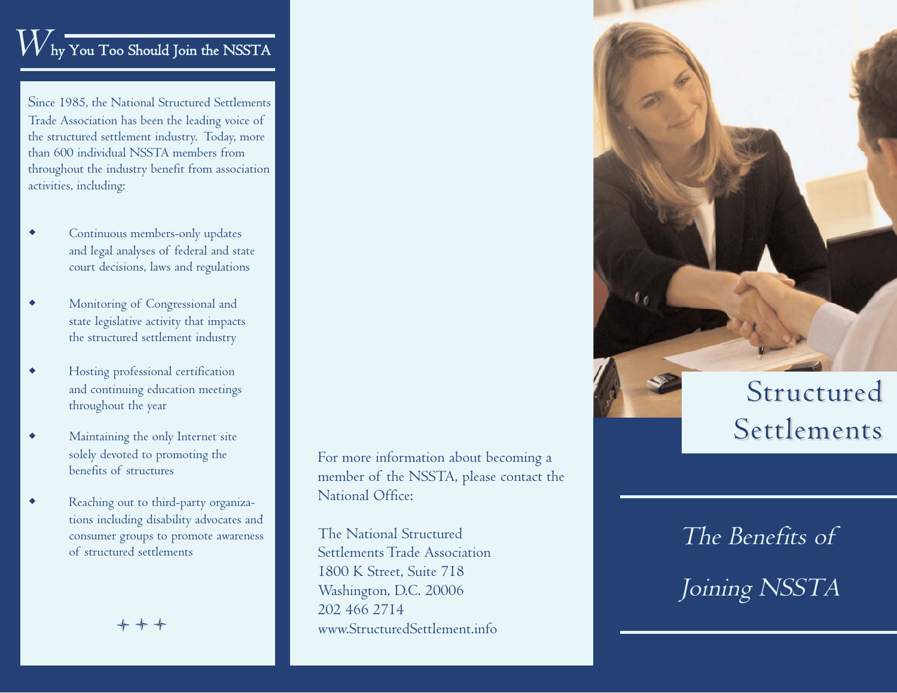## Why You Too Should Join the NSSTA

Since 1985, the National Structured Settlements Trade Association has been the leading voice of the structured settlement industry. Today, more than 600 individual NSSTA members from throughout the industry benefit from association activities, including:

- Continuous members-only updates and legal analyses of federal and state court decisions, laws and regulations
- Monitoring of Congressional and state legislative activity that impacts the structured settlement industry
- Hosting professional certification and continuing education meetings throughout the year
- Maintaining the only Internet site solely devoted to promoting the benefits of structures
- Reaching out to third-party organizations including disability advocates and consumer groups to promote awareness of structured settlements

✦ ✦ ✦

For more information about becoming a member of the NSSTA, please contact the National Office:

The National Structured Settlements Trade Association
1800 K Street, Suite 718
Washington, D.C. 20006
202 466 2714
www.StructuredSettlement.info

# Structured Settlements

*The Benefits of Joining NSSTA*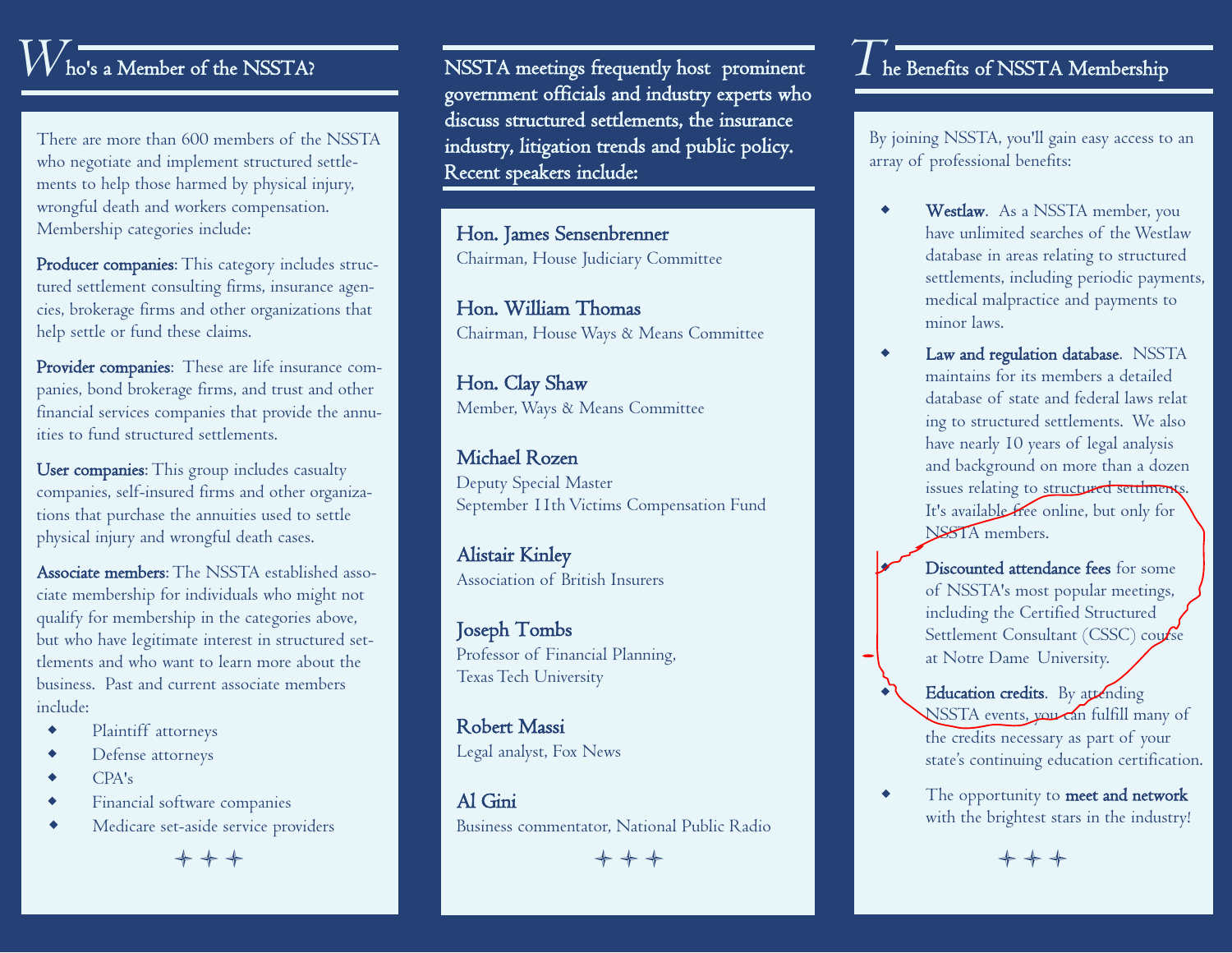# Who's a Member of the NSSTA?

There are more than 600 members of the NSSTA who negotiate and implement structured settlements to help those harmed by physical injury, wrongful death and workers compensation. Membership categories include:

**Producer companies**: This category includes structured settlement consulting firms, insurance agencies, brokerage firms and other organizations that help settle or fund these claims.

**Provider companies**: These are life insurance companies, bond brokerage firms, and trust and other financial services companies that provide the annuities to fund structured settlements.

**User companies**: This group includes casualty companies, self-insured firms and other organizations that purchase the annuities used to settle physical injury and wrongful death cases.

**Associate members**: The NSSTA established associate membership for individuals who might not qualify for membership in the categories above, but who have legitimate interest in structured settlements and who want to learn more about the business. Past and current associate members include:

- Plaintiff attorneys
- Defense attorneys
- CPA's
- Financial software companies
- Medicare set-aside service providers

## NSSTA meetings frequently host prominent government officials and industry experts who discuss structured settlements, the insurance industry, litigation trends and public policy. Recent speakers include:

**Hon. James Sensenbrenner**
Chairman, House Judiciary Committee

**Hon. William Thomas**
Chairman, House Ways & Means Committee

**Hon. Clay Shaw**
Member, Ways & Means Committee

**Michael Rozen**
Deputy Special Master
September 11th Victims Compensation Fund

**Alistair Kinley**
Association of British Insurers

**Joseph Tombs**
Professor of Financial Planning,
Texas Tech University

**Robert Massi**
Legal analyst, Fox News

**Al Gini**
Business commentator, National Public Radio

# The Benefits of NSSTA Membership

By joining NSSTA, you'll gain easy access to an array of professional benefits:

- **Westlaw**. As a NSSTA member, you have unlimited searches of the Westlaw database in areas relating to structured settlements, including periodic payments, medical malpractice and payments to minor laws.
- **Law and regulation database**. NSSTA maintains for its members a detailed database of state and federal laws relating to structured settlements. We also have nearly 10 years of legal analysis and background on more than a dozen issues relating to structured settlments. It's available free online, but only for NSSTA members.
- **Discounted attendance fees** for some of NSSTA's most popular meetings, including the Certified Structured Settlement Consultant (CSSC) course at Notre Dame University.
- **Education credits**. By attending NSSTA events, you can fulfill many of the credits necessary as part of your state's continuing education certification.
- The opportunity to **meet and network** with the brightest stars in the industry!